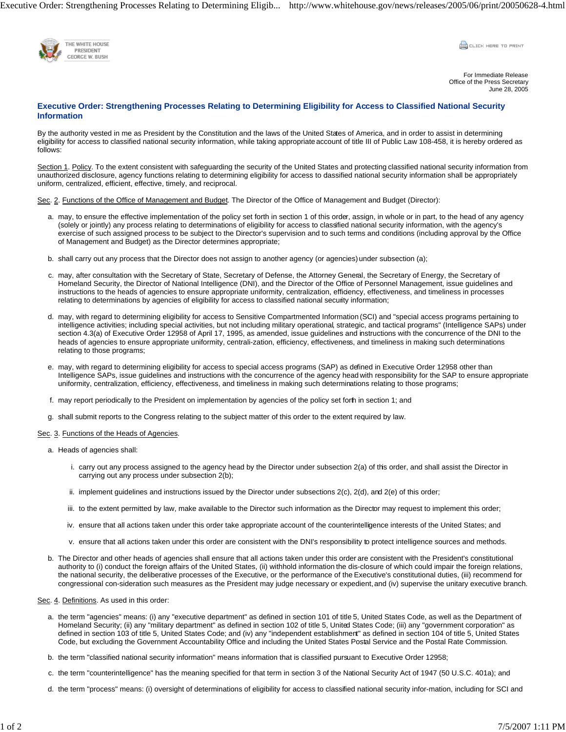THE WHITE HOUSE
PRESIDENT
GEORGE W. BUSH

For Immediate Release
Office of the Press Secretary
June 28, 2005

# Executive Order: Strengthening Processes Relating to Determining Eligibility for Access to Classified National Security Information

By the authority vested in me as President by the Constitution and the laws of the United States of America, and in order to assist in determining eligibility for access to classified national security information, while taking appropriate account of title III of Public Law 108-458, it is hereby ordered as follows:

Section 1. Policy. To the extent consistent with safeguarding the security of the United States and protecting classified national security information from unauthorized disclosure, agency functions relating to determining eligibility for access to classified national security information shall be appropriately uniform, centralized, efficient, effective, timely, and reciprocal.

Sec. 2. Functions of the Office of Management and Budget. The Director of the Office of Management and Budget (Director):

a. may, to ensure the effective implementation of the policy set forth in section 1 of this order, assign, in whole or in part, to the head of any agency (solely or jointly) any process relating to determinations of eligibility for access to classified national security information, with the agency's exercise of such assigned process to be subject to the Director's supervision and to such terms and conditions (including approval by the Office of Management and Budget) as the Director determines appropriate;

b. shall carry out any process that the Director does not assign to another agency (or agencies) under subsection (a);

c. may, after consultation with the Secretary of State, Secretary of Defense, the Attorney General, the Secretary of Energy, the Secretary of Homeland Security, the Director of National Intelligence (DNI), and the Director of the Office of Personnel Management, issue guidelines and instructions to the heads of agencies to ensure appropriate uniformity, centralization, efficiency, effectiveness, and timeliness in processes relating to determinations by agencies of eligibility for access to classified national security information;

d. may, with regard to determining eligibility for access to Sensitive Compartmented Information (SCI) and "special access programs pertaining to intelligence activities; including special activities, but not including military operational, strategic, and tactical programs" (Intelligence SAPs) under section 4.3(a) of Executive Order 12958 of April 17, 1995, as amended, issue guidelines and instructions with the concurrence of the DNI to the heads of agencies to ensure appropriate uniformity, centrali-zation, efficiency, effectiveness, and timeliness in making such determinations relating to those programs;

e. may, with regard to determining eligibility for access to special access programs (SAP) as defined in Executive Order 12958 other than Intelligence SAPs, issue guidelines and instructions with the concurrence of the agency head with responsibility for the SAP to ensure appropriate uniformity, centralization, efficiency, effectiveness, and timeliness in making such determinations relating to those programs;

f. may report periodically to the President on implementation by agencies of the policy set forth in section 1; and

g. shall submit reports to the Congress relating to the subject matter of this order to the extent required by law.

Sec. 3. Functions of the Heads of Agencies.

a. Heads of agencies shall:

   i. carry out any process assigned to the agency head by the Director under subsection 2(a) of this order, and shall assist the Director in carrying out any process under subsection 2(b);

   ii. implement guidelines and instructions issued by the Director under subsections 2(c), 2(d), and 2(e) of this order;

   iii. to the extent permitted by law, make available to the Director such information as the Director may request to implement this order;

   iv. ensure that all actions taken under this order take appropriate account of the counterintelligence interests of the United States; and

   v. ensure that all actions taken under this order are consistent with the DNI's responsibility to protect intelligence sources and methods.

b. The Director and other heads of agencies shall ensure that all actions taken under this order are consistent with the President's constitutional authority to (i) conduct the foreign affairs of the United States, (ii) withhold information the dis-closure of which could impair the foreign relations, the national security, the deliberative processes of the Executive, or the performance of the Executive's constitutional duties, (iii) recommend for congressional con-sideration such measures as the President may judge necessary or expedient, and (iv) supervise the unitary executive branch.

Sec. 4. Definitions. As used in this order:

a. the term "agencies" means: (i) any "executive department" as defined in section 101 of title 5, United States Code, as well as the Department of Homeland Security; (ii) any "military department" as defined in section 102 of title 5, United States Code; (iii) any "government corporation" as defined in section 103 of title 5, United States Code; and (iv) any "independent establishment" as defined in section 104 of title 5, United States Code, but excluding the Government Accountability Office and including the United States Postal Service and the Postal Rate Commission.

b. the term "classified national security information" means information that is classified pursuant to Executive Order 12958;

c. the term "counterintelligence" has the meaning specified for that term in section 3 of the National Security Act of 1947 (50 U.S.C. 401a); and

d. the term "process" means: (i) oversight of determinations of eligibility for access to classified national security infor-mation, including for SCI and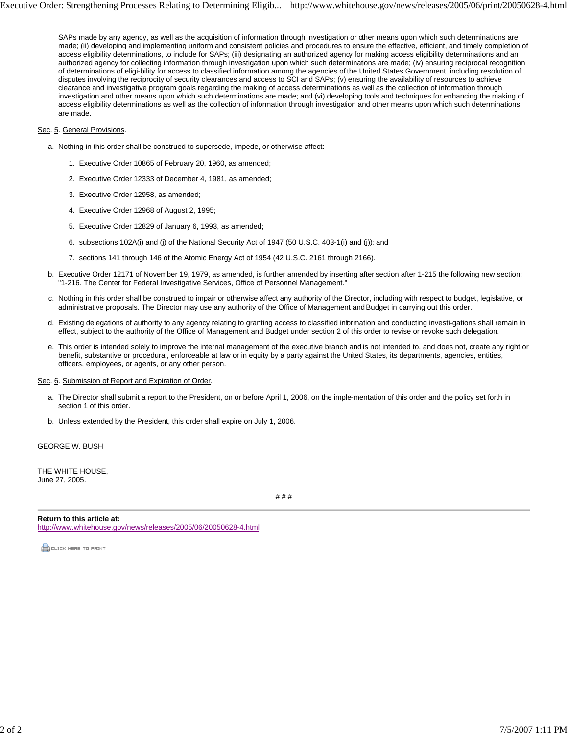SAPs made by any agency, as well as the acquisition of information through investigation or other means upon which such determinations are made; (ii) developing and implementing uniform and consistent policies and procedures to ensure the effective, efficient, and timely completion of access eligibility determinations, to include for SAPs; (iii) designating an authorized agency for making access eligibility determinations and an authorized agency for collecting information through investigation upon which such determinations are made; (iv) ensuring reciprocal recognition of determinations of eligi-bility for access to classified information among the agencies of the United States Government, including resolution of disputes involving the reciprocity of security clearances and access to SCI and SAPs; (v) ensuring the availability of resources to achieve clearance and investigative program goals regarding the making of access determinations as well as the collection of information through investigation and other means upon which such determinations are made; and (vi) developing tools and techniques for enhancing the making of access eligibility determinations as well as the collection of information through investigation and other means upon which such determinations are made.

Sec. 5. General Provisions.

a. Nothing in this order shall be construed to supersede, impede, or otherwise affect:

   1. Executive Order 10865 of February 20, 1960, as amended;
   2. Executive Order 12333 of December 4, 1981, as amended;
   3. Executive Order 12958, as amended;
   4. Executive Order 12968 of August 2, 1995;
   5. Executive Order 12829 of January 6, 1993, as amended;
   6. subsections 102A(i) and (j) of the National Security Act of 1947 (50 U.S.C. 403-1(i) and (j)); and
   7. sections 141 through 146 of the Atomic Energy Act of 1954 (42 U.S.C. 2161 through 2166).

b. Executive Order 12171 of November 19, 1979, as amended, is further amended by inserting after section after 1-215 the following new section: "1-216. The Center for Federal Investigative Services, Office of Personnel Management."

c. Nothing in this order shall be construed to impair or otherwise affect any authority of the Director, including with respect to budget, legislative, or administrative proposals. The Director may use any authority of the Office of Management and Budget in carrying out this order.

d. Existing delegations of authority to any agency relating to granting access to classified information and conducting investi-gations shall remain in effect, subject to the authority of the Office of Management and Budget under section 2 of this order to revise or revoke such delegation.

e. This order is intended solely to improve the internal management of the executive branch and is not intended to, and does not, create any right or benefit, substantive or procedural, enforceable at law or in equity by a party against the United States, its departments, agencies, entities, officers, employees, or agents, or any other person.

Sec. 6. Submission of Report and Expiration of Order.

a. The Director shall submit a report to the President, on or before April 1, 2006, on the imple-mentation of this order and the policy set forth in section 1 of this order.

b. Unless extended by the President, this order shall expire on July 1, 2006.

GEORGE W. BUSH

THE WHITE HOUSE,
June 27, 2005.

# # #

**Return to this article at:**
http://www.whitehouse.gov/news/releases/2005/06/20050628-4.html

CLICK HERE TO PRINT